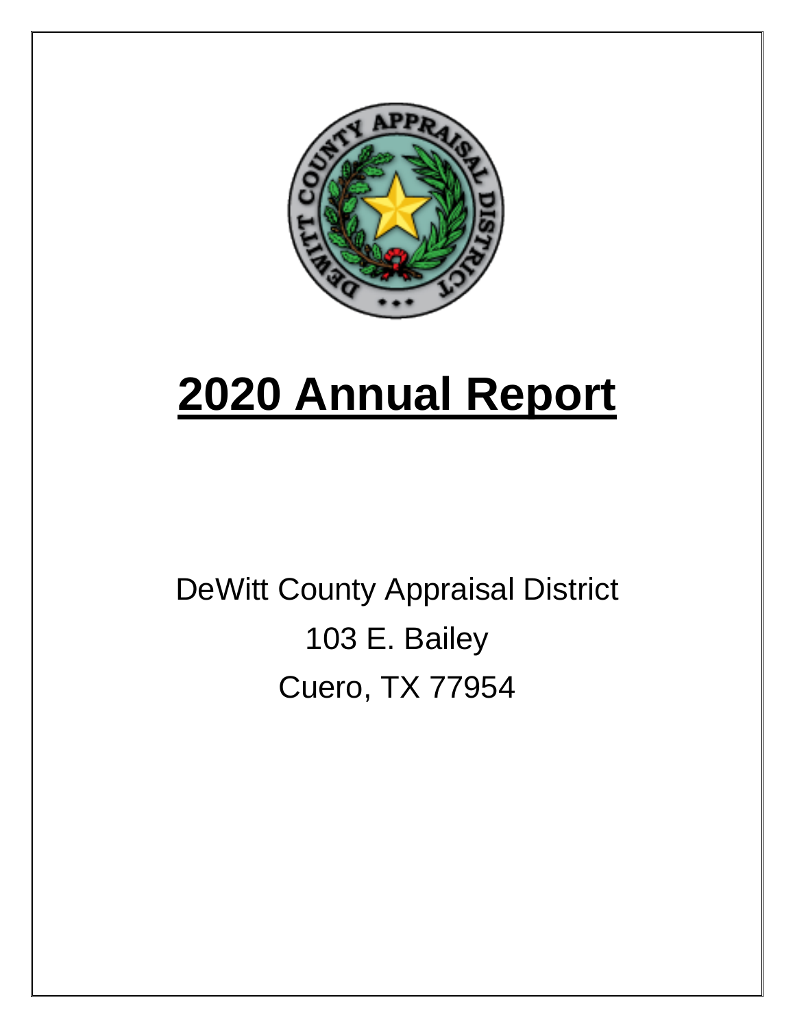# 2020 Annual Report

DeWitt County Appraisal District

103 E. Bailey

Cuero, TX 77954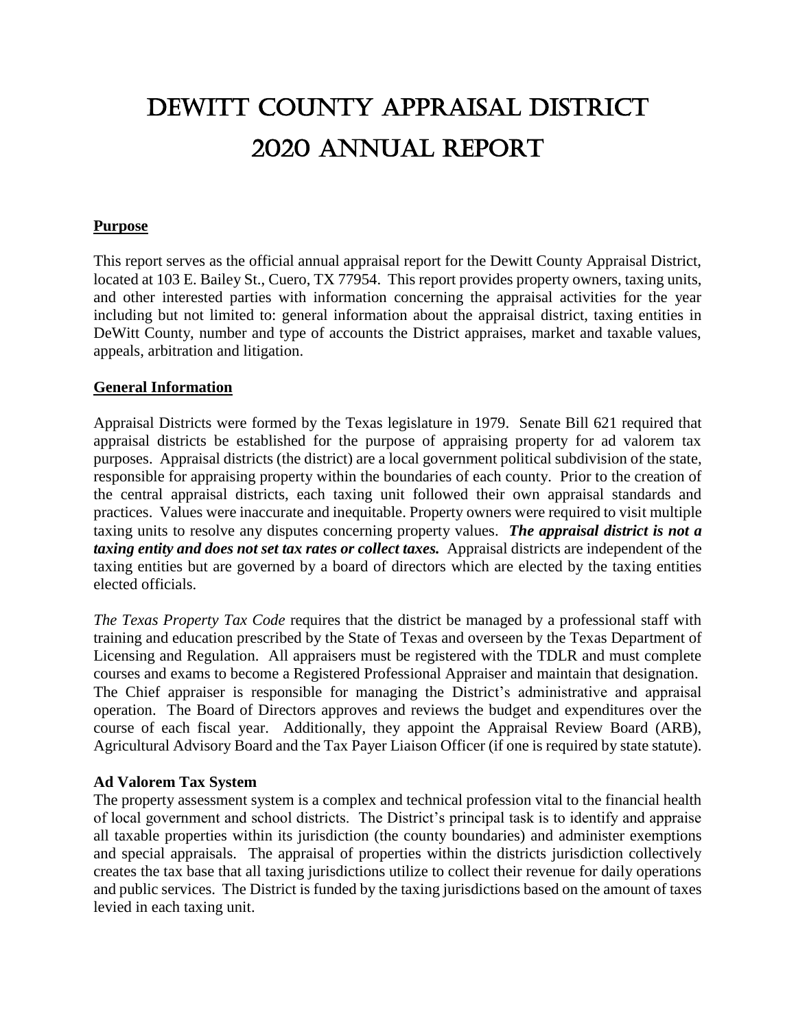# DEWITT COUNTY APPRAISAL DISTRICT
# 2020 ANNUAL REPORT

**Purpose**

This report serves as the official annual appraisal report for the Dewitt County Appraisal District, located at 103 E. Bailey St., Cuero, TX 77954. This report provides property owners, taxing units, and other interested parties with information concerning the appraisal activities for the year including but not limited to: general information about the appraisal district, taxing entities in DeWitt County, number and type of accounts the District appraises, market and taxable values, appeals, arbitration and litigation.

**General Information**

Appraisal Districts were formed by the Texas legislature in 1979. Senate Bill 621 required that appraisal districts be established for the purpose of appraising property for ad valorem tax purposes. Appraisal districts (the district) are a local government political subdivision of the state, responsible for appraising property within the boundaries of each county. Prior to the creation of the central appraisal districts, each taxing unit followed their own appraisal standards and practices. Values were inaccurate and inequitable. Property owners were required to visit multiple taxing units to resolve any disputes concerning property values. ***The appraisal district is not a taxing entity and does not set tax rates or collect taxes.*** Appraisal districts are independent of the taxing entities but are governed by a board of directors which are elected by the taxing entities elected officials.

*The Texas Property Tax Code* requires that the district be managed by a professional staff with training and education prescribed by the State of Texas and overseen by the Texas Department of Licensing and Regulation. All appraisers must be registered with the TDLR and must complete courses and exams to become a Registered Professional Appraiser and maintain that designation. The Chief appraiser is responsible for managing the District's administrative and appraisal operation. The Board of Directors approves and reviews the budget and expenditures over the course of each fiscal year. Additionally, they appoint the Appraisal Review Board (ARB), Agricultural Advisory Board and the Tax Payer Liaison Officer (if one is required by state statute).

**Ad Valorem Tax System**

The property assessment system is a complex and technical profession vital to the financial health of local government and school districts. The District's principal task is to identify and appraise all taxable properties within its jurisdiction (the county boundaries) and administer exemptions and special appraisals. The appraisal of properties within the districts jurisdiction collectively creates the tax base that all taxing jurisdictions utilize to collect their revenue for daily operations and public services. The District is funded by the taxing jurisdictions based on the amount of taxes levied in each taxing unit.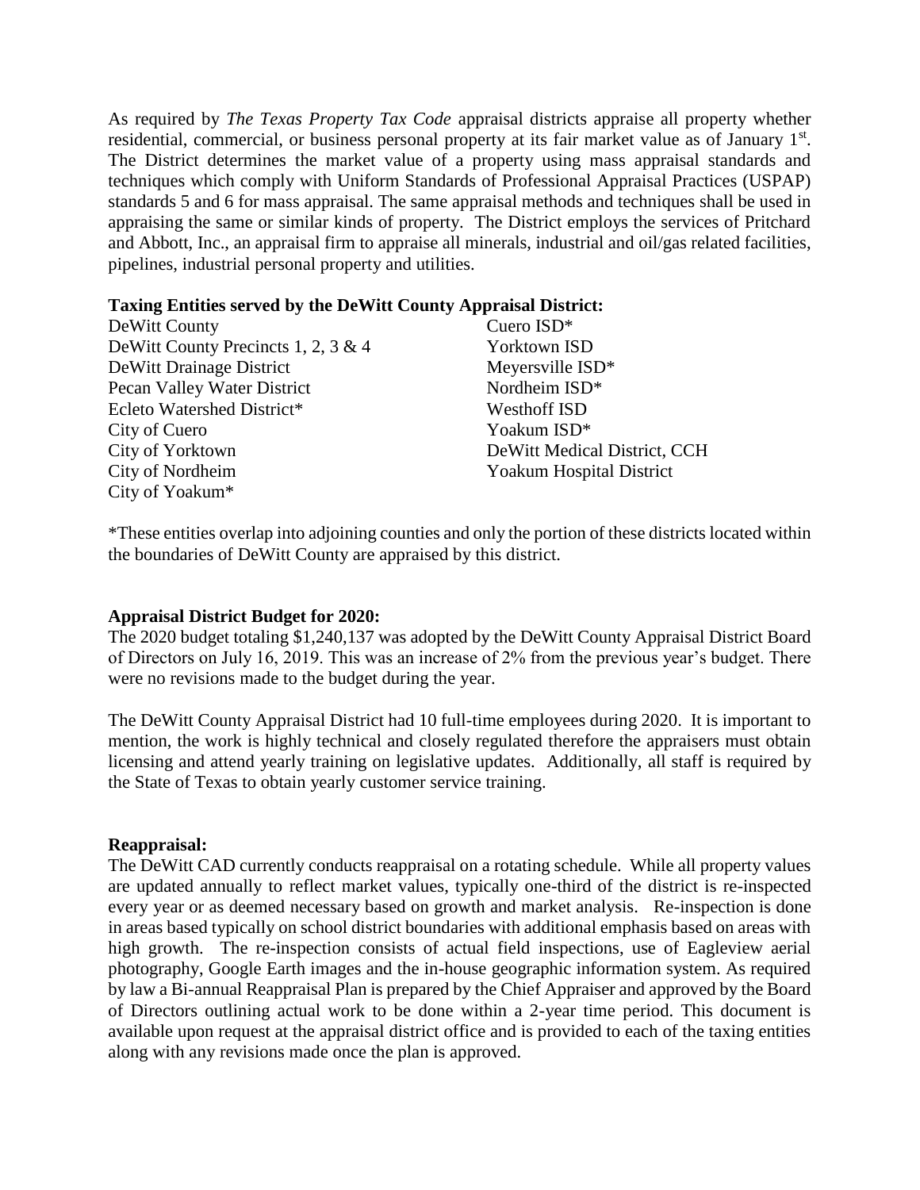As required by *The Texas Property Tax Code* appraisal districts appraise all property whether residential, commercial, or business personal property at its fair market value as of January 1st. The District determines the market value of a property using mass appraisal standards and techniques which comply with Uniform Standards of Professional Appraisal Practices (USPAP) standards 5 and 6 for mass appraisal. The same appraisal methods and techniques shall be used in appraising the same or similar kinds of property. The District employs the services of Pritchard and Abbott, Inc., an appraisal firm to appraise all minerals, industrial and oil/gas related facilities, pipelines, industrial personal property and utilities.

**Taxing Entities served by the DeWitt County Appraisal District:**

DeWitt County
DeWitt County Precincts 1, 2, 3 & 4
DeWitt Drainage District
Pecan Valley Water District
Ecleto Watershed District*
City of Cuero
City of Yorktown
City of Nordheim
City of Yoakum*
Cuero ISD*
Yorktown ISD
Meyersville ISD*
Nordheim ISD*
Westhoff ISD
Yoakum ISD*
DeWitt Medical District, CCH
Yoakum Hospital District

*These entities overlap into adjoining counties and only the portion of these districts located within the boundaries of DeWitt County are appraised by this district.

**Appraisal District Budget for 2020:**

The 2020 budget totaling $1,240,137 was adopted by the DeWitt County Appraisal District Board of Directors on July 16, 2019. This was an increase of 2% from the previous year's budget. There were no revisions made to the budget during the year.

The DeWitt County Appraisal District had 10 full-time employees during 2020. It is important to mention, the work is highly technical and closely regulated therefore the appraisers must obtain licensing and attend yearly training on legislative updates. Additionally, all staff is required by the State of Texas to obtain yearly customer service training.

**Reappraisal:**

The DeWitt CAD currently conducts reappraisal on a rotating schedule. While all property values are updated annually to reflect market values, typically one-third of the district is re-inspected every year or as deemed necessary based on growth and market analysis. Re-inspection is done in areas based typically on school district boundaries with additional emphasis based on areas with high growth. The re-inspection consists of actual field inspections, use of Eagleview aerial photography, Google Earth images and the in-house geographic information system. As required by law a Bi-annual Reappraisal Plan is prepared by the Chief Appraiser and approved by the Board of Directors outlining actual work to be done within a 2-year time period. This document is available upon request at the appraisal district office and is provided to each of the taxing entities along with any revisions made once the plan is approved.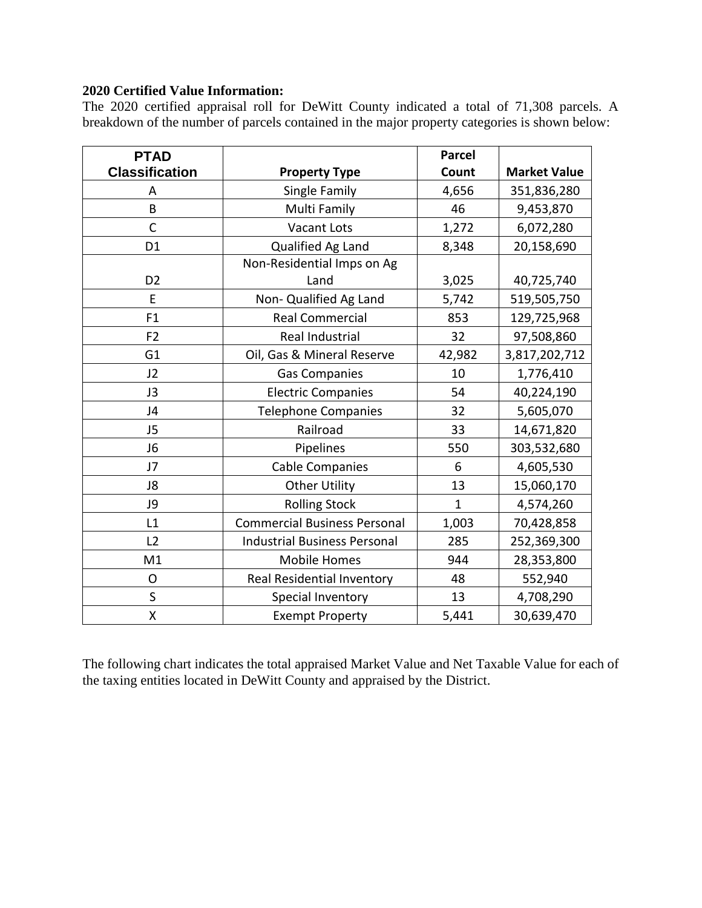**2020 Certified Value Information:**

The 2020 certified appraisal roll for DeWitt County indicated a total of 71,308 parcels. A breakdown of the number of parcels contained in the major property categories is shown below:

| PTAD Classification | Property Type | Parcel Count | Market Value |
|---|---|---|---|
| A | Single Family | 4,656 | 351,836,280 |
| B | Multi Family | 46 | 9,453,870 |
| C | Vacant Lots | 1,272 | 6,072,280 |
| D1 | Qualified Ag Land | 8,348 | 20,158,690 |
| D2 | Non-Residential Imps on Ag Land | 3,025 | 40,725,740 |
| E | Non- Qualified Ag Land | 5,742 | 519,505,750 |
| F1 | Real Commercial | 853 | 129,725,968 |
| F2 | Real Industrial | 32 | 97,508,860 |
| G1 | Oil, Gas & Mineral Reserve | 42,982 | 3,817,202,712 |
| J2 | Gas Companies | 10 | 1,776,410 |
| J3 | Electric Companies | 54 | 40,224,190 |
| J4 | Telephone Companies | 32 | 5,605,070 |
| J5 | Railroad | 33 | 14,671,820 |
| J6 | Pipelines | 550 | 303,532,680 |
| J7 | Cable Companies | 6 | 4,605,530 |
| J8 | Other Utility | 13 | 15,060,170 |
| J9 | Rolling Stock | 1 | 4,574,260 |
| L1 | Commercial Business Personal | 1,003 | 70,428,858 |
| L2 | Industrial Business Personal | 285 | 252,369,300 |
| M1 | Mobile Homes | 944 | 28,353,800 |
| O | Real Residential Inventory | 48 | 552,940 |
| S | Special Inventory | 13 | 4,708,290 |
| X | Exempt Property | 5,441 | 30,639,470 |

The following chart indicates the total appraised Market Value and Net Taxable Value for each of the taxing entities located in DeWitt County and appraised by the District.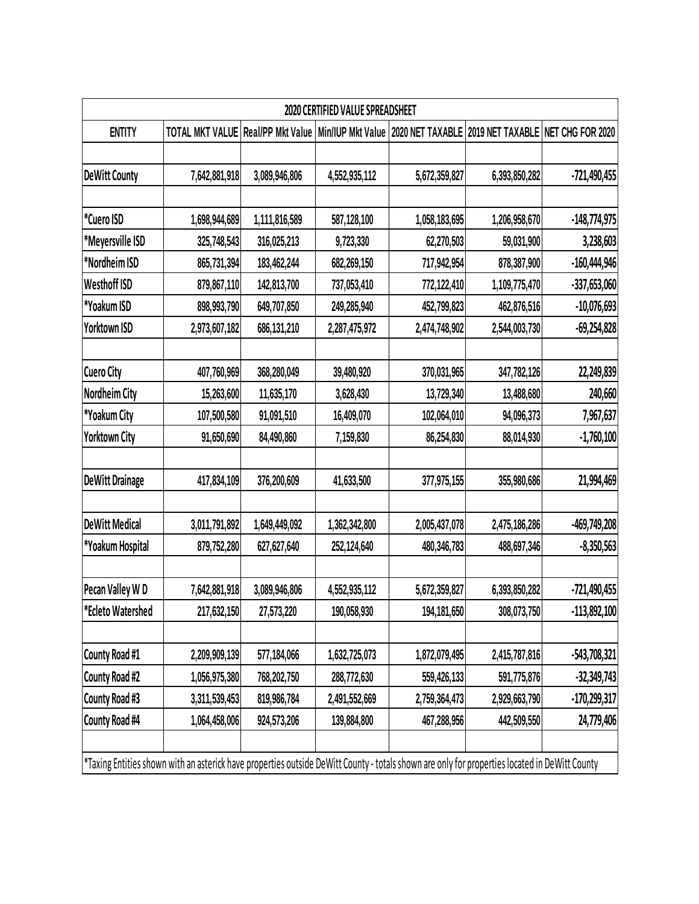| 2020 CERTIFIED VALUE SPREADSHEET | | | | | | |
|---|---|---|---|---|---|---|
| ENTITY | TOTAL MKT VALUE | Real/PP Mkt Value | Min/IUP Mkt Value | 2020 NET TAXABLE | 2019 NET TAXABLE | NET CHG FOR 2020 |
| | | | | | | |
| DeWitt County | 7,642,881,918 | 3,089,946,806 | 4,552,935,112 | 5,672,359,827 | 6,393,850,282 | -721,490,455 |
| | | | | | | |
| *Cuero ISD | 1,698,944,689 | 1,111,816,589 | 587,128,100 | 1,058,183,695 | 1,206,958,670 | -148,774,975 |
| *Meyersville ISD | 325,748,543 | 316,025,213 | 9,723,330 | 62,270,503 | 59,031,900 | 3,238,603 |
| *Nordheim ISD | 865,731,394 | 183,462,244 | 682,269,150 | 717,942,954 | 878,387,900 | -160,444,946 |
| Westhoff ISD | 879,867,110 | 142,813,700 | 737,053,410 | 772,122,410 | 1,109,775,470 | -337,653,060 |
| *Yoakum ISD | 898,993,790 | 649,707,850 | 249,285,940 | 452,799,823 | 462,876,516 | -10,076,693 |
| Yorktown ISD | 2,973,607,182 | 686,131,210 | 2,287,475,972 | 2,474,748,902 | 2,544,003,730 | -69,254,828 |
| | | | | | | |
| Cuero City | 407,760,969 | 368,280,049 | 39,480,920 | 370,031,965 | 347,782,126 | 22,249,839 |
| Nordheim City | 15,263,600 | 11,635,170 | 3,628,430 | 13,729,340 | 13,488,680 | 240,660 |
| *Yoakum City | 107,500,580 | 91,091,510 | 16,409,070 | 102,064,010 | 94,096,373 | 7,967,637 |
| Yorktown City | 91,650,690 | 84,490,860 | 7,159,830 | 86,254,830 | 88,014,930 | -1,760,100 |
| | | | | | | |
| DeWitt Drainage | 417,834,109 | 376,200,609 | 41,633,500 | 377,975,155 | 355,980,686 | 21,994,469 |
| | | | | | | |
| DeWitt Medical | 3,011,791,892 | 1,649,449,092 | 1,362,342,800 | 2,005,437,078 | 2,475,186,286 | -469,749,208 |
| *Yoakum Hospital | 879,752,280 | 627,627,640 | 252,124,640 | 480,346,783 | 488,697,346 | -8,350,563 |
| | | | | | | |
| Pecan Valley W D | 7,642,881,918 | 3,089,946,806 | 4,552,935,112 | 5,672,359,827 | 6,393,850,282 | -721,490,455 |
| *Ecleto Watershed | 217,632,150 | 27,573,220 | 190,058,930 | 194,181,650 | 308,073,750 | -113,892,100 |
| | | | | | | |
| County Road #1 | 2,209,909,139 | 577,184,066 | 1,632,725,073 | 1,872,079,495 | 2,415,787,816 | -543,708,321 |
| County Road #2 | 1,056,975,380 | 768,202,750 | 288,772,630 | 559,426,133 | 591,775,876 | -32,349,743 |
| County Road #3 | 3,311,539,453 | 819,986,784 | 2,491,552,669 | 2,759,364,473 | 2,929,663,790 | -170,299,317 |
| County Road #4 | 1,064,458,006 | 924,573,206 | 139,884,800 | 467,288,956 | 442,509,550 | 24,779,406 |
| | | | | | | |
| *Taxing Entities shown with an asterick have properties outside DeWitt County - totals shown are only for properties located in DeWitt County | | | | | | |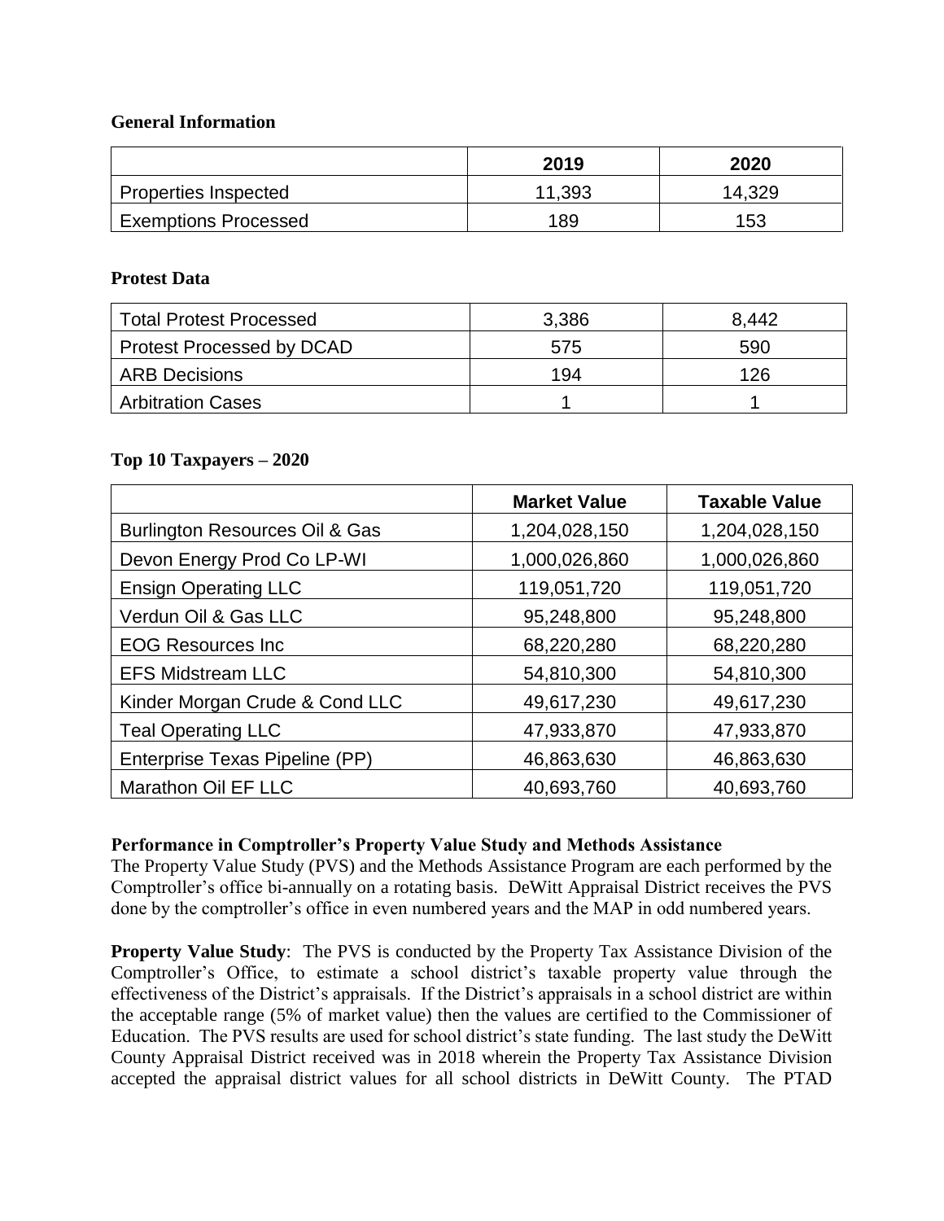**General Information**

| | 2019 | 2020 |
|---|---|---|
| Properties Inspected | 11,393 | 14,329 |
| Exemptions Processed | 189 | 153 |

**Protest Data**

| | | |
|---|---|---|
| Total Protest Processed | 3,386 | 8,442 |
| Protest Processed by DCAD | 575 | 590 |
| ARB Decisions | 194 | 126 |
| Arbitration Cases | 1 | 1 |

**Top 10 Taxpayers – 2020**

| | Market Value | Taxable Value |
|---|---|---|
| Burlington Resources Oil & Gas | 1,204,028,150 | 1,204,028,150 |
| Devon Energy Prod Co LP-WI | 1,000,026,860 | 1,000,026,860 |
| Ensign Operating LLC | 119,051,720 | 119,051,720 |
| Verdun Oil & Gas LLC | 95,248,800 | 95,248,800 |
| EOG Resources Inc | 68,220,280 | 68,220,280 |
| EFS Midstream LLC | 54,810,300 | 54,810,300 |
| Kinder Morgan Crude & Cond LLC | 49,617,230 | 49,617,230 |
| Teal Operating LLC | 47,933,870 | 47,933,870 |
| Enterprise Texas Pipeline (PP) | 46,863,630 | 46,863,630 |
| Marathon Oil EF LLC | 40,693,760 | 40,693,760 |

**Performance in Comptroller's Property Value Study and Methods Assistance**

The Property Value Study (PVS) and the Methods Assistance Program are each performed by the Comptroller's office bi-annually on a rotating basis. DeWitt Appraisal District receives the PVS done by the comptroller's office in even numbered years and the MAP in odd numbered years.

**Property Value Study**: The PVS is conducted by the Property Tax Assistance Division of the Comptroller's Office, to estimate a school district's taxable property value through the effectiveness of the District's appraisals. If the District's appraisals in a school district are within the acceptable range (5% of market value) then the values are certified to the Commissioner of Education. The PVS results are used for school district's state funding. The last study the DeWitt County Appraisal District received was in 2018 wherein the Property Tax Assistance Division accepted the appraisal district values for all school districts in DeWitt County. The PTAD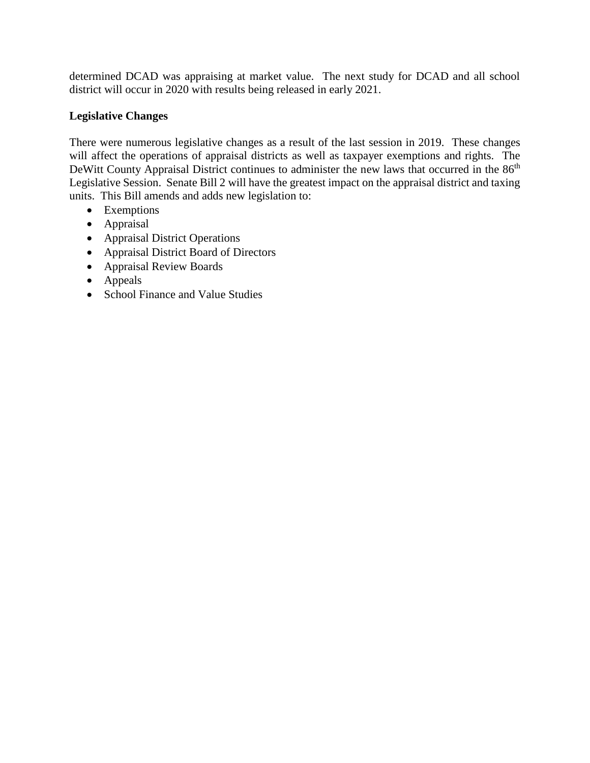determined DCAD was appraising at market value. The next study for DCAD and all school district will occur in 2020 with results being released in early 2021.

**Legislative Changes**

There were numerous legislative changes as a result of the last session in 2019. These changes will affect the operations of appraisal districts as well as taxpayer exemptions and rights. The DeWitt County Appraisal District continues to administer the new laws that occurred in the 86th Legislative Session. Senate Bill 2 will have the greatest impact on the appraisal district and taxing units. This Bill amends and adds new legislation to:

- Exemptions
- Appraisal
- Appraisal District Operations
- Appraisal District Board of Directors
- Appraisal Review Boards
- Appeals
- School Finance and Value Studies